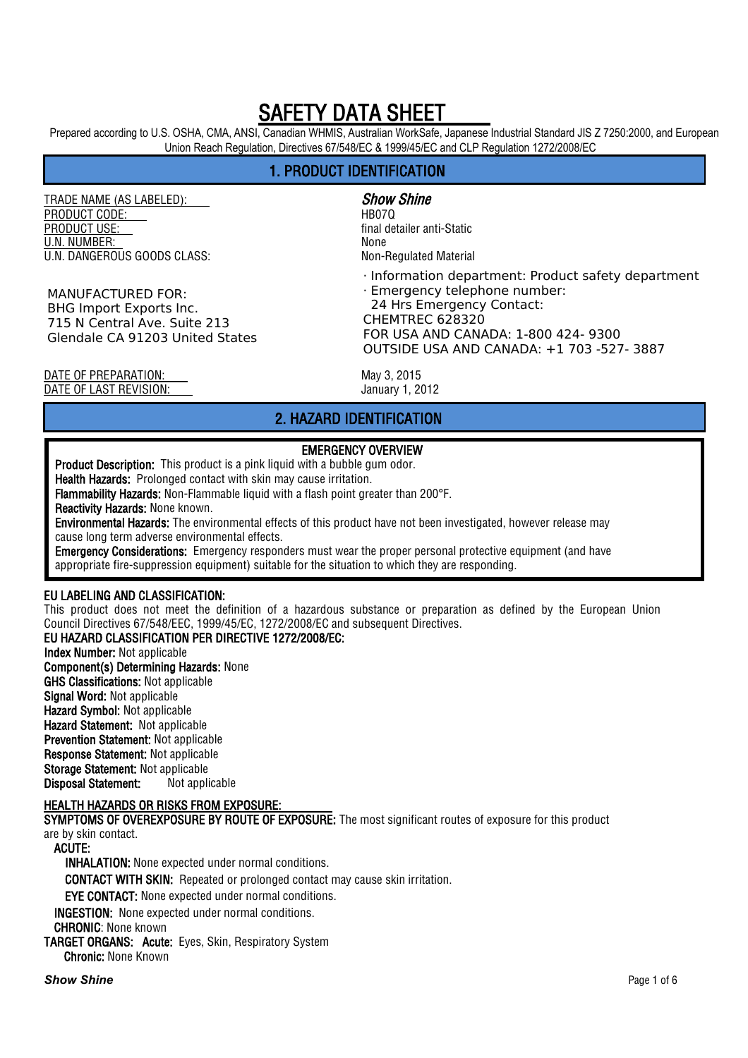# SAFETY DATA SHEET

Prepared according to U.S. OSHA, CMA, ANSI, Canadian WHMIS, Australian WorkSafe, Japanese Industrial Standard JIS Z 7250:2000, and European Union Reach Regulation, Directives 67/548/EC & 1999/45/EC and CLP Regulation 1272/2008/EC

## 1. PRODUCT IDENTIFICATION

TRADE NAME (AS LABELED): ***Show Shine***
PRODUCT CODE: HB07Q
PRODUCT USE: final detailer anti-Static
U.N. NUMBER: None
U.N. DANGEROUS GOODS CLASS: Non-Regulated Material

MANUFACTURED FOR:
BHG Import Exports Inc.
715 N Central Ave. Suite 213
Glendale CA 91203 United States

· Information department: Product safety department
· Emergency telephone number:
24 Hrs Emergency Contact:
CHEMTREC 628320
FOR USA AND CANADA: 1-800 424- 9300
OUTSIDE USA AND CANADA: +1 703 -527- 3887

DATE OF PREPARATION: May 3, 2015
DATE OF LAST REVISION: January 1, 2012

## 2. HAZARD IDENTIFICATION

### EMERGENCY OVERVIEW

**Product Description:** This product is a pink liquid with a bubble gum odor.
**Health Hazards:** Prolonged contact with skin may cause irritation.
**Flammability Hazards:** Non-Flammable liquid with a flash point greater than 200°F.
**Reactivity Hazards:** None known.
**Environmental Hazards:** The environmental effects of this product have not been investigated, however release may cause long term adverse environmental effects.
**Emergency Considerations:** Emergency responders must wear the proper personal protective equipment (and have appropriate fire-suppression equipment) suitable for the situation to which they are responding.

**EU LABELING AND CLASSIFICATION:**
This product does not meet the definition of a hazardous substance or preparation as defined by the European Union Council Directives 67/548/EEC, 1999/45/EC, 1272/2008/EC and subsequent Directives.

**EU HAZARD CLASSIFICATION PER DIRECTIVE 1272/2008/EC:**
**Index Number:** Not applicable
**Component(s) Determining Hazards:** None
**GHS Classifications:** Not applicable
**Signal Word:** Not applicable
**Hazard Symbol:** Not applicable
**Hazard Statement:** Not applicable
**Prevention Statement:** Not applicable
**Response Statement:** Not applicable
**Storage Statement:** Not applicable
**Disposal Statement:** Not applicable

**HEALTH HAZARDS OR RISKS FROM EXPOSURE:**
**SYMPTOMS OF OVEREXPOSURE BY ROUTE OF EXPOSURE:** The most significant routes of exposure for this product are by skin contact.
**ACUTE:**
**INHALATION:** None expected under normal conditions.
**CONTACT WITH SKIN:** Repeated or prolonged contact may cause skin irritation.
**EYE CONTACT:** None expected under normal conditions.
**INGESTION:** None expected under normal conditions.
**CHRONIC:** None known
**TARGET ORGANS: Acute:** Eyes, Skin, Respiratory System
**Chronic:** None Known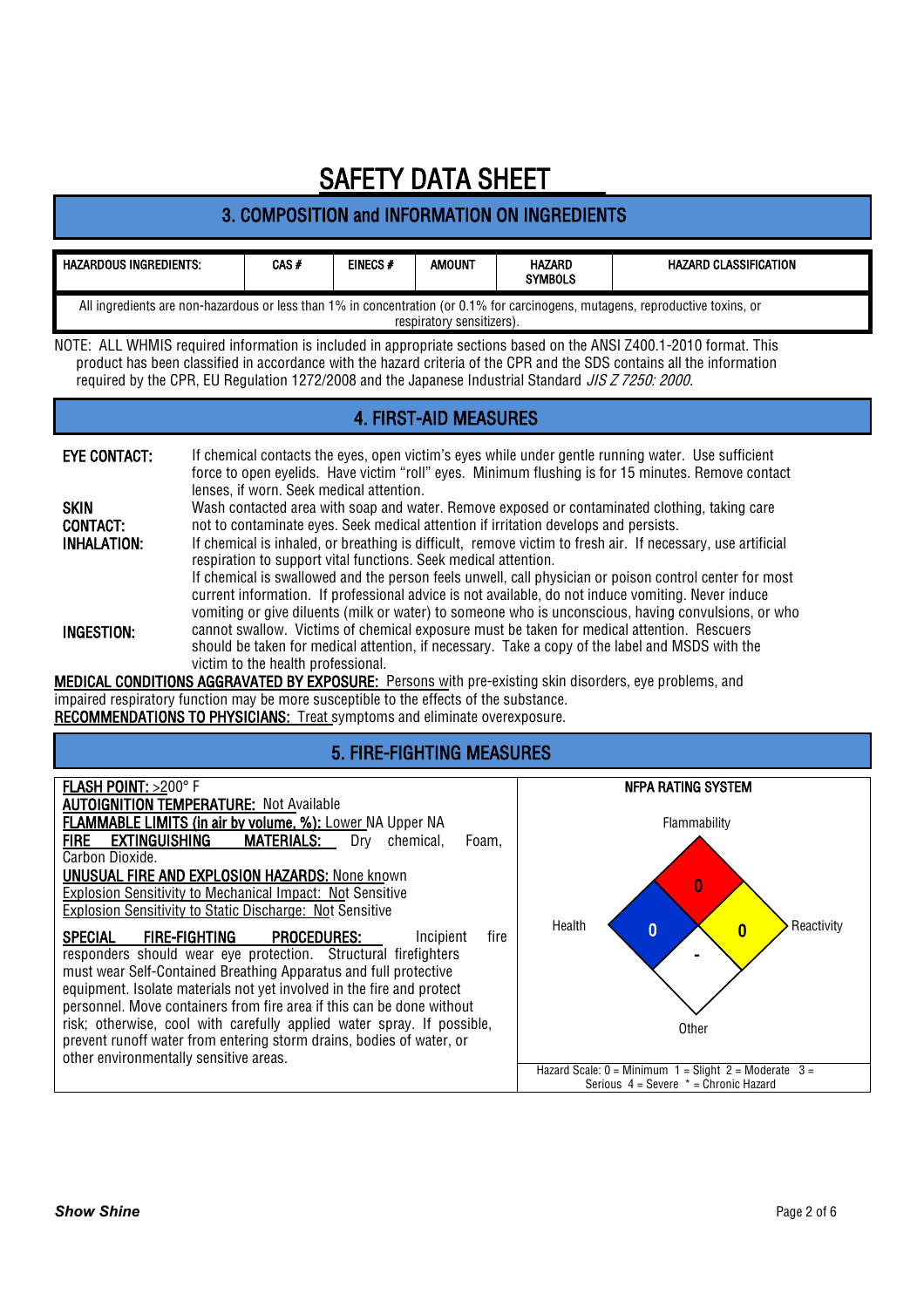# SAFETY DATA SHEET

## 3. COMPOSITION and INFORMATION ON INGREDIENTS

| HAZARDOUS INGREDIENTS: | CAS # | EINECS # | AMOUNT | HAZARD SYMBOLS | HAZARD CLASSIFICATION |
|---|---|---|---|---|---|
| All ingredients are non-hazardous or less than 1% in concentration (or 0.1% for carcinogens, mutagens, reproductive toxins, or respiratory sensitizers). | | | | | |

NOTE: ALL WHMIS required information is included in appropriate sections based on the ANSI Z400.1-2010 format. This product has been classified in accordance with the hazard criteria of the CPR and the SDS contains all the information required by the CPR, EU Regulation 1272/2008 and the Japanese Industrial Standard *JIS Z 7250: 2000*.

## 4. FIRST-AID MEASURES

**EYE CONTACT:** If chemical contacts the eyes, open victim's eyes while under gentle running water. Use sufficient force to open eyelids. Have victim "roll" eyes. Minimum flushing is for 15 minutes. Remove contact lenses, if worn. Seek medical attention.

**SKIN CONTACT:** Wash contacted area with soap and water. Remove exposed or contaminated clothing, taking care not to contaminate eyes. Seek medical attention if irritation develops and persists.

**INHALATION:** If chemical is inhaled, or breathing is difficult, remove victim to fresh air. If necessary, use artificial respiration to support vital functions. Seek medical attention.

**INGESTION:** If chemical is swallowed and the person feels unwell, call physician or poison control center for most current information. If professional advice is not available, do not induce vomiting. Never induce vomiting or give diluents (milk or water) to someone who is unconscious, having convulsions, or who cannot swallow. Victims of chemical exposure must be taken for medical attention. Rescuers should be taken for medical attention, if necessary. Take a copy of the label and MSDS with the victim to the health professional.

**MEDICAL CONDITIONS AGGRAVATED BY EXPOSURE:** Persons with pre-existing skin disorders, eye problems, and impaired respiratory function may be more susceptible to the effects of the substance.

**RECOMMENDATIONS TO PHYSICIANS:** Treat symptoms and eliminate overexposure.

## 5. FIRE-FIGHTING MEASURES

**FLASH POINT:** >200° F

**AUTOIGNITION TEMPERATURE:** Not Available

**FLAMMABLE LIMITS (in air by volume, %):** Lower NA Upper NA

**FIRE EXTINGUISHING MATERIALS:** Dry chemical, Foam, Carbon Dioxide.

**UNUSUAL FIRE AND EXPLOSION HAZARDS:** None known

Explosion Sensitivity to Mechanical Impact: Not Sensitive

Explosion Sensitivity to Static Discharge: Not Sensitive

**SPECIAL FIRE-FIGHTING PROCEDURES:** Incipient fire responders should wear eye protection. Structural firefighters must wear Self-Contained Breathing Apparatus and full protective equipment. Isolate materials not yet involved in the fire and protect personnel. Move containers from fire area if this can be done without risk; otherwise, cool with carefully applied water spray. If possible, prevent runoff water from entering storm drains, bodies of water, or other environmentally sensitive areas.

**NFPA RATING SYSTEM**

| Health | Flammability | Reactivity | Other |
|---|---|---|---|
| 0 | 0 | 0 | - |

Hazard Scale: 0 = Minimum 1 = Slight 2 = Moderate 3 = Serious 4 = Severe * = Chronic Hazard

*Show Shine*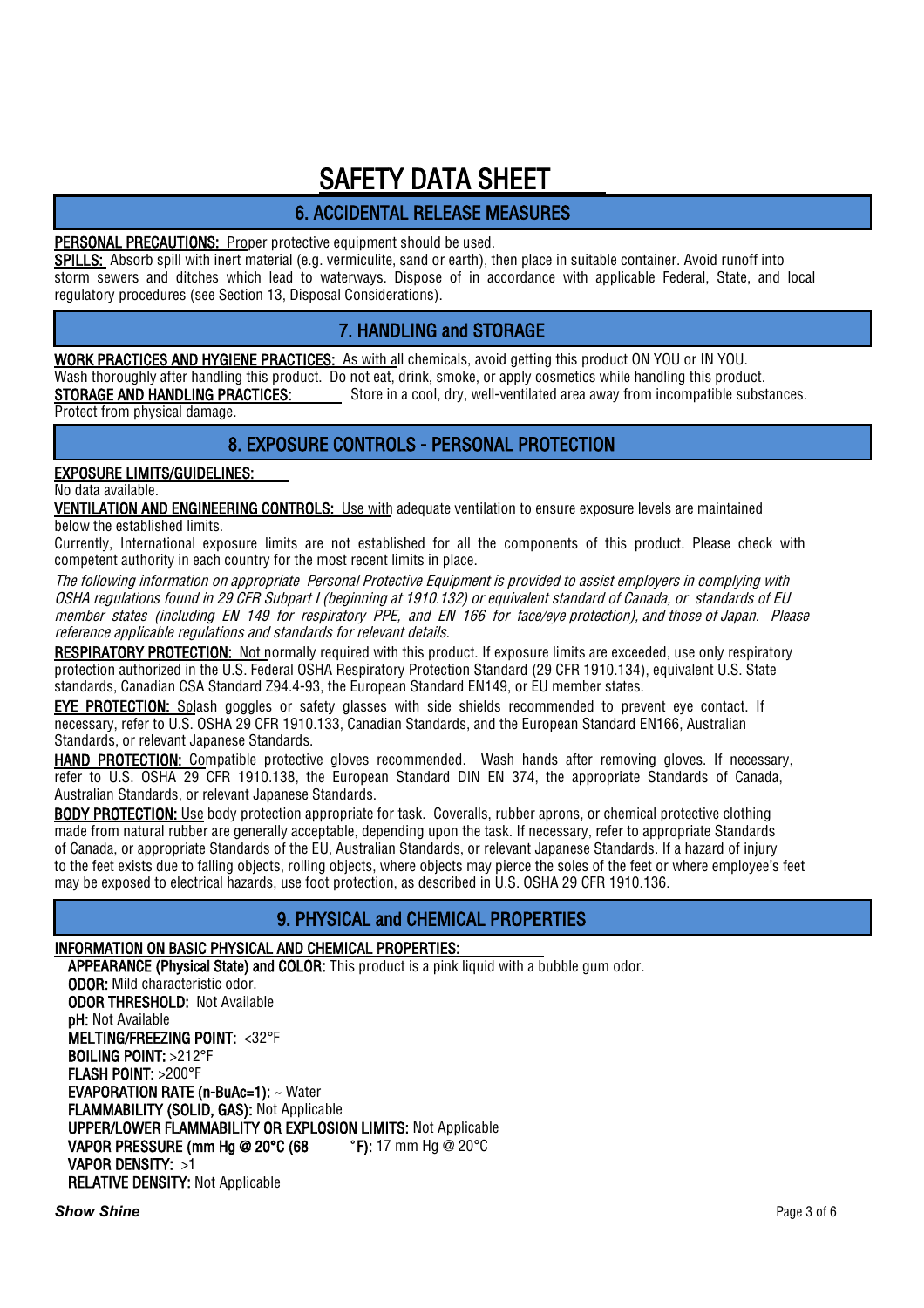# SAFETY DATA SHEET

## 6. ACCIDENTAL RELEASE MEASURES

**PERSONAL PRECAUTIONS:** Proper protective equipment should be used.

**SPILLS:** Absorb spill with inert material (e.g. vermiculite, sand or earth), then place in suitable container. Avoid runoff into storm sewers and ditches which lead to waterways. Dispose of in accordance with applicable Federal, State, and local regulatory procedures (see Section 13, Disposal Considerations).

## 7. HANDLING and STORAGE

**WORK PRACTICES AND HYGIENE PRACTICES:** As with all chemicals, avoid getting this product ON YOU or IN YOU. Wash thoroughly after handling this product. Do not eat, drink, smoke, or apply cosmetics while handling this product.

**STORAGE AND HANDLING PRACTICES:** Store in a cool, dry, well-ventilated area away from incompatible substances. Protect from physical damage.

## 8. EXPOSURE CONTROLS - PERSONAL PROTECTION

**EXPOSURE LIMITS/GUIDELINES:**

No data available.

**VENTILATION AND ENGINEERING CONTROLS:** Use with adequate ventilation to ensure exposure levels are maintained below the established limits.

Currently, International exposure limits are not established for all the components of this product. Please check with competent authority in each country for the most recent limits in place.

*The following information on appropriate Personal Protective Equipment is provided to assist employers in complying with OSHA regulations found in 29 CFR Subpart I (beginning at 1910.132) or equivalent standard of Canada, or standards of EU member states (including EN 149 for respiratory PPE, and EN 166 for face/eye protection), and those of Japan. Please reference applicable regulations and standards for relevant details.*

**RESPIRATORY PROTECTION:** Not normally required with this product. If exposure limits are exceeded, use only respiratory protection authorized in the U.S. Federal OSHA Respiratory Protection Standard (29 CFR 1910.134), equivalent U.S. State standards, Canadian CSA Standard Z94.4-93, the European Standard EN149, or EU member states.

**EYE PROTECTION:** Splash goggles or safety glasses with side shields recommended to prevent eye contact. If necessary, refer to U.S. OSHA 29 CFR 1910.133, Canadian Standards, and the European Standard EN166, Australian Standards, or relevant Japanese Standards.

**HAND PROTECTION:** Compatible protective gloves recommended. Wash hands after removing gloves. If necessary, refer to U.S. OSHA 29 CFR 1910.138, the European Standard DIN EN 374, the appropriate Standards of Canada, Australian Standards, or relevant Japanese Standards.

**BODY PROTECTION:** Use body protection appropriate for task. Coveralls, rubber aprons, or chemical protective clothing made from natural rubber are generally acceptable, depending upon the task. If necessary, refer to appropriate Standards of Canada, or appropriate Standards of the EU, Australian Standards, or relevant Japanese Standards. If a hazard of injury to the feet exists due to falling objects, rolling objects, where objects may pierce the soles of the feet or where employee's feet may be exposed to electrical hazards, use foot protection, as described in U.S. OSHA 29 CFR 1910.136.

## 9. PHYSICAL and CHEMICAL PROPERTIES

**INFORMATION ON BASIC PHYSICAL AND CHEMICAL PROPERTIES:**

**APPEARANCE (Physical State) and COLOR:** This product is a pink liquid with a bubble gum odor.
**ODOR:** Mild characteristic odor.
**ODOR THRESHOLD:** Not Available
**pH:** Not Available
**MELTING/FREEZING POINT:** <32°F
**BOILING POINT:** >212°F
**FLASH POINT:** >200°F
**EVAPORATION RATE (n-BuAc=1):** ~ Water
**FLAMMABILITY (SOLID, GAS):** Not Applicable
**UPPER/LOWER FLAMMABILITY OR EXPLOSION LIMITS:** Not Applicable
**VAPOR PRESSURE (mm Hg @ 20°C (68 °F):** 17 mm Hg @ 20°C
**VAPOR DENSITY:** >1
**RELATIVE DENSITY:** Not Applicable

***Show Shine***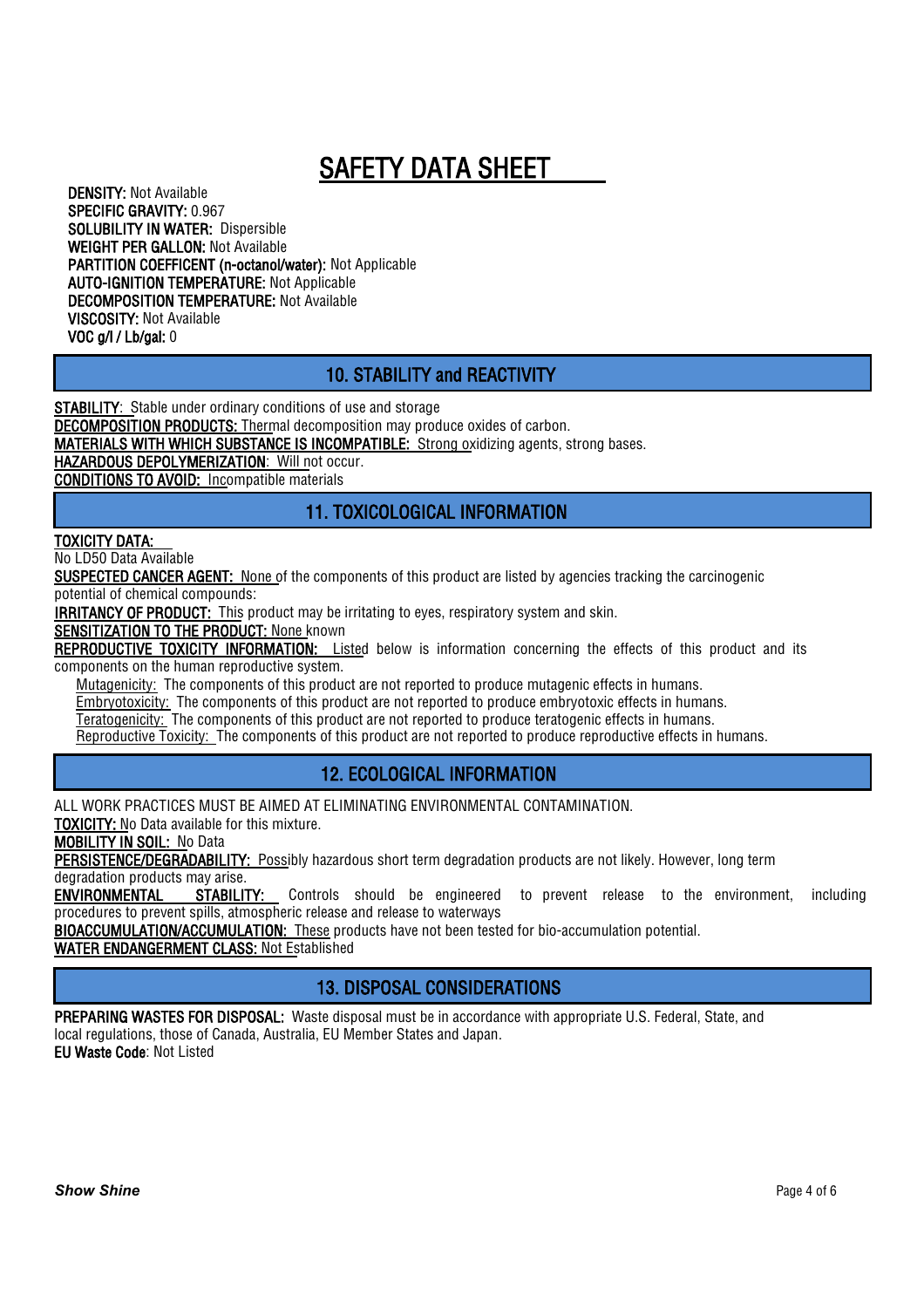# SAFETY DATA SHEET

**DENSITY:** Not Available
**SPECIFIC GRAVITY:** 0.967
**SOLUBILITY IN WATER:** Dispersible
**WEIGHT PER GALLON:** Not Available
**PARTITION COEFFICENT (n-octanol/water):** Not Applicable
**AUTO-IGNITION TEMPERATURE:** Not Applicable
**DECOMPOSITION TEMPERATURE:** Not Available
**VISCOSITY:** Not Available
**VOC g/l / Lb/gal:** 0

## 10. STABILITY and REACTIVITY

**STABILITY:** Stable under ordinary conditions of use and storage
**DECOMPOSITION PRODUCTS:** Thermal decomposition may produce oxides of carbon.
**MATERIALS WITH WHICH SUBSTANCE IS INCOMPATIBLE:** Strong oxidizing agents, strong bases.
**HAZARDOUS DEPOLYMERIZATION:** Will not occur.
**CONDITIONS TO AVOID:** Incompatible materials

## 11. TOXICOLOGICAL INFORMATION

**TOXICITY DATA:**
No LD50 Data Available
**SUSPECTED CANCER AGENT:** None of the components of this product are listed by agencies tracking the carcinogenic potential of chemical compounds:
**IRRITANCY OF PRODUCT:** This product may be irritating to eyes, respiratory system and skin.
**SENSITIZATION TO THE PRODUCT:** None known
**REPRODUCTIVE TOXICITY INFORMATION:** Listed below is information concerning the effects of this product and its components on the human reproductive system.

- Mutagenicity: The components of this product are not reported to produce mutagenic effects in humans.
- Embryotoxicity: The components of this product are not reported to produce embryotoxic effects in humans.
- Teratogenicity: The components of this product are not reported to produce teratogenic effects in humans.
- Reproductive Toxicity: The components of this product are not reported to produce reproductive effects in humans.

## 12. ECOLOGICAL INFORMATION

ALL WORK PRACTICES MUST BE AIMED AT ELIMINATING ENVIRONMENTAL CONTAMINATION.
**TOXICITY:** No Data available for this mixture.
**MOBILITY IN SOIL:** No Data
**PERSISTENCE/DEGRADABILITY:** Possibly hazardous short term degradation products are not likely. However, long term degradation products may arise.
**ENVIRONMENTAL STABILITY:** Controls should be engineered to prevent release to the environment, including procedures to prevent spills, atmospheric release and release to waterways
**BIOACCUMULATION/ACCUMULATION:** These products have not been tested for bio-accumulation potential.
**WATER ENDANGERMENT CLASS:** Not Established

## 13. DISPOSAL CONSIDERATIONS

**PREPARING WASTES FOR DISPOSAL:** Waste disposal must be in accordance with appropriate U.S. Federal, State, and local regulations, those of Canada, Australia, EU Member States and Japan.
**EU Waste Code**: Not Listed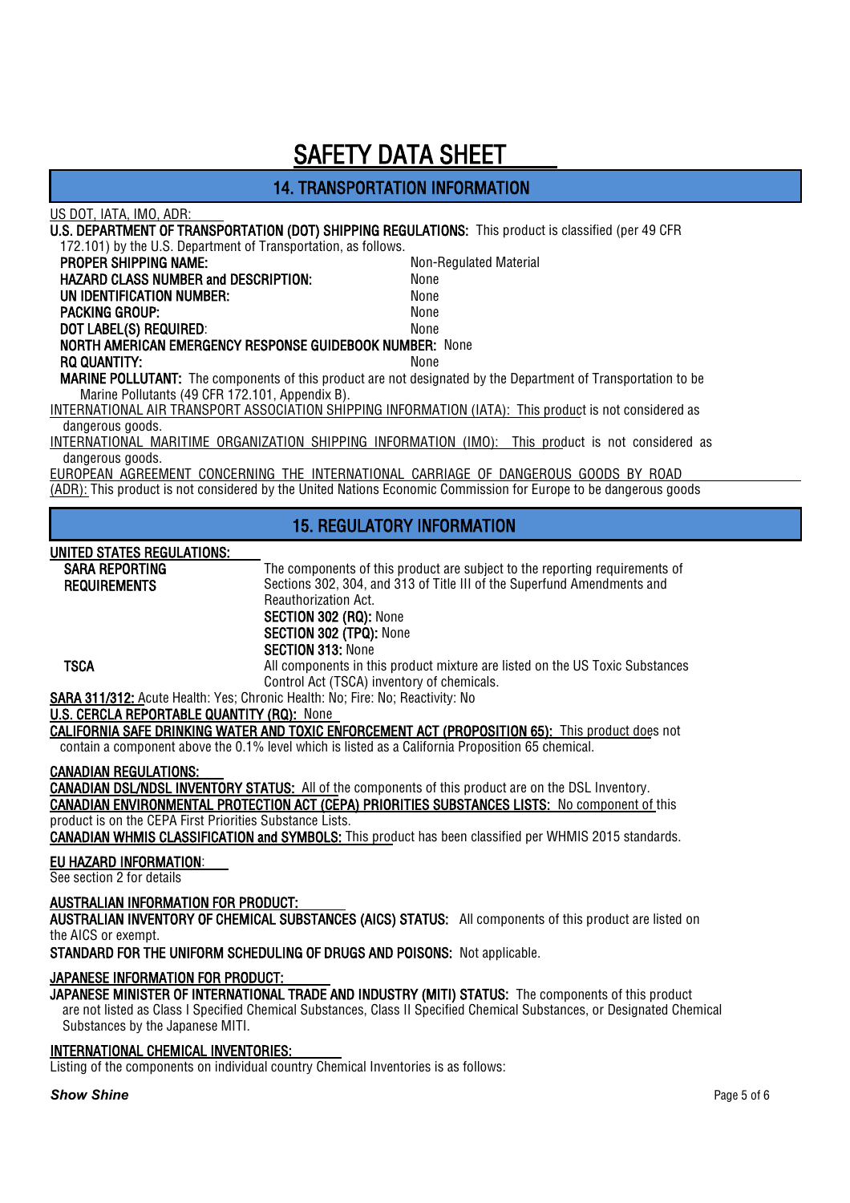# SAFETY DATA SHEET

## 14. TRANSPORTATION INFORMATION

US DOT, IATA, IMO, ADR:

**U.S. DEPARTMENT OF TRANSPORTATION (DOT) SHIPPING REGULATIONS:** This product is classified (per 49 CFR 172.101) by the U.S. Department of Transportation, as follows.

| | |
|---|---|
| **PROPER SHIPPING NAME:** | Non-Regulated Material |
| **HAZARD CLASS NUMBER and DESCRIPTION:** | None |
| **UN IDENTIFICATION NUMBER:** | None |
| **PACKING GROUP:** | None |
| **DOT LABEL(S) REQUIRED:** | None |
| **NORTH AMERICAN EMERGENCY RESPONSE GUIDEBOOK NUMBER:** | None |
| **RQ QUANTITY:** | None |

**MARINE POLLUTANT:** The components of this product are not designated by the Department of Transportation to be Marine Pollutants (49 CFR 172.101, Appendix B).

INTERNATIONAL AIR TRANSPORT ASSOCIATION SHIPPING INFORMATION (IATA): This product is not considered as dangerous goods.

INTERNATIONAL MARITIME ORGANIZATION SHIPPING INFORMATION (IMO): This product is not considered as dangerous goods.

EUROPEAN AGREEMENT CONCERNING THE INTERNATIONAL CARRIAGE OF DANGEROUS GOODS BY ROAD (ADR): This product is not considered by the United Nations Economic Commission for Europe to be dangerous goods

## 15. REGULATORY INFORMATION

**UNITED STATES REGULATIONS:**

**SARA REPORTING REQUIREMENTS** The components of this product are subject to the reporting requirements of Sections 302, 304, and 313 of Title III of the Superfund Amendments and Reauthorization Act.
**SECTION 302 (RQ):** None
**SECTION 302 (TPQ):** None
**SECTION 313:** None

**TSCA** All components in this product mixture are listed on the US Toxic Substances Control Act (TSCA) inventory of chemicals.

**SARA 311/312:** Acute Health: Yes; Chronic Health: No; Fire: No; Reactivity: No

**U.S. CERCLA REPORTABLE QUANTITY (RQ):** None

**CALIFORNIA SAFE DRINKING WATER AND TOXIC ENFORCEMENT ACT (PROPOSITION 65):** This product does not contain a component above the 0.1% level which is listed as a California Proposition 65 chemical.

**CANADIAN REGULATIONS:**

**CANADIAN DSL/NDSL INVENTORY STATUS:** All of the components of this product are on the DSL Inventory.

**CANADIAN ENVIRONMENTAL PROTECTION ACT (CEPA) PRIORITIES SUBSTANCES LISTS:** No component of this product is on the CEPA First Priorities Substance Lists.

**CANADIAN WHMIS CLASSIFICATION and SYMBOLS:** This product has been classified per WHMIS 2015 standards.

**EU HAZARD INFORMATION:**

See section 2 for details

**AUSTRALIAN INFORMATION FOR PRODUCT:**

**AUSTRALIAN INVENTORY OF CHEMICAL SUBSTANCES (AICS) STATUS:** All components of this product are listed on the AICS or exempt.

**STANDARD FOR THE UNIFORM SCHEDULING OF DRUGS AND POISONS:** Not applicable.

**JAPANESE INFORMATION FOR PRODUCT:**

**JAPANESE MINISTER OF INTERNATIONAL TRADE AND INDUSTRY (MITI) STATUS:** The components of this product are not listed as Class I Specified Chemical Substances, Class II Specified Chemical Substances, or Designated Chemical Substances by the Japanese MITI.

**INTERNATIONAL CHEMICAL INVENTORIES:**

Listing of the components on individual country Chemical Inventories is as follows: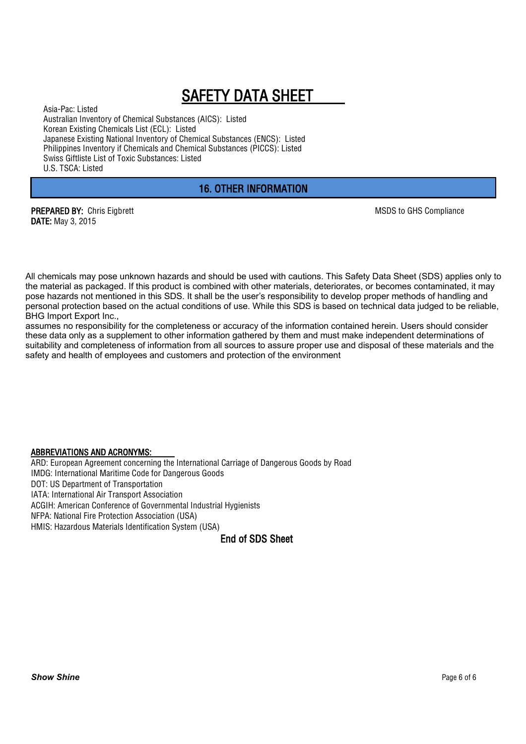# SAFETY DATA SHEET

Asia-Pac: Listed
Australian Inventory of Chemical Substances (AICS): Listed
Korean Existing Chemicals List (ECL): Listed
Japanese Existing National Inventory of Chemical Substances (ENCS): Listed
Philippines Inventory if Chemicals and Chemical Substances (PICCS): Listed
Swiss Giftliste List of Toxic Substances: Listed
U.S. TSCA: Listed

## 16. OTHER INFORMATION

**PREPARED BY:** Chris Eigbrett
**DATE:** May 3, 2015

MSDS to GHS Compliance

All chemicals may pose unknown hazards and should be used with cautions. This Safety Data Sheet (SDS) applies only to the material as packaged. If this product is combined with other materials, deteriorates, or becomes contaminated, it may pose hazards not mentioned in this SDS. It shall be the user's responsibility to develop proper methods of handling and personal protection based on the actual conditions of use. While this SDS is based on technical data judged to be reliable, BHG Import Export Inc.,
assumes no responsibility for the completeness or accuracy of the information contained herein. Users should consider these data only as a supplement to other information gathered by them and must make independent determinations of suitability and completeness of information from all sources to assure proper use and disposal of these materials and the safety and health of employees and customers and protection of the environment

**ABBREVIATIONS AND ACRONYMS:**

ARD: European Agreement concerning the International Carriage of Dangerous Goods by Road
IMDG: International Maritime Code for Dangerous Goods
DOT: US Department of Transportation
IATA: International Air Transport Association
ACGIH: American Conference of Governmental Industrial Hygienists
NFPA: National Fire Protection Association (USA)
HMIS: Hazardous Materials Identification System (USA)

**End of SDS Sheet**